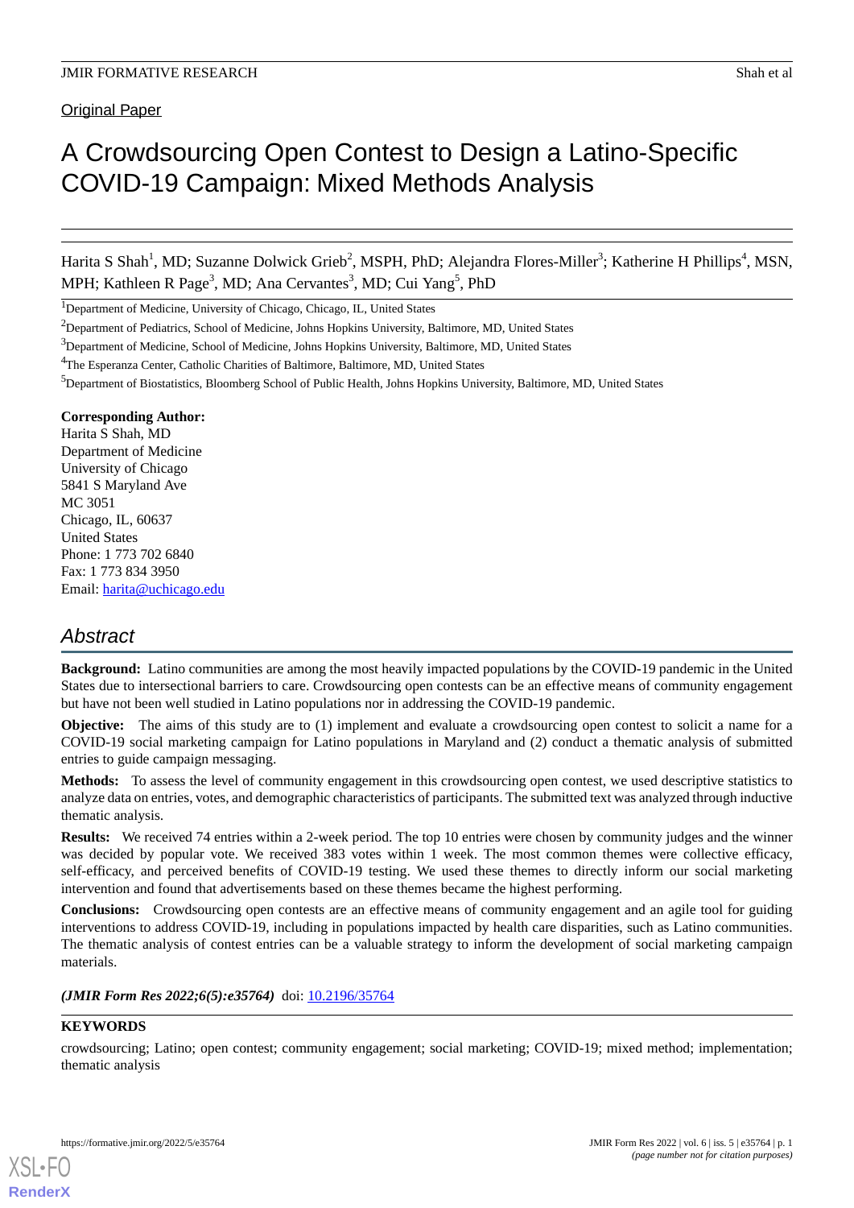Original Paper

# A Crowdsourcing Open Contest to Design a Latino-Specific COVID-19 Campaign: Mixed Methods Analysis

Harita S Shah[1], MD; Suzanne Dolwick Grieb[2], MSPH, PhD; Alejandra Flores-Miller[3]; Katherine H Phillips[4], MSN, MPH; Kathleen R Page[3], MD; Ana Cervantes[3], MD; Cui Yang[5], PhD

[1]Department of Medicine, University of Chicago, Chicago, IL, United States

[2]Department of Pediatrics, School of Medicine, Johns Hopkins University, Baltimore, MD, United States

[3]Department of Medicine, School of Medicine, Johns Hopkins University, Baltimore, MD, United States

[4]The Esperanza Center, Catholic Charities of Baltimore, Baltimore, MD, United States

[5]Department of Biostatistics, Bloomberg School of Public Health, Johns Hopkins University, Baltimore, MD, United States

**Corresponding Author:**
Harita S Shah, MD
Department of Medicine
University of Chicago
5841 S Maryland Ave
MC 3051
Chicago, IL, 60637
United States
Phone: 1 773 702 6840
Fax: 1 773 834 3950
Email: harita@uchicago.edu

## Abstract

**Background:** Latino communities are among the most heavily impacted populations by the COVID-19 pandemic in the United States due to intersectional barriers to care. Crowdsourcing open contests can be an effective means of community engagement but have not been well studied in Latino populations nor in addressing the COVID-19 pandemic.

**Objective:** The aims of this study are to (1) implement and evaluate a crowdsourcing open contest to solicit a name for a COVID-19 social marketing campaign for Latino populations in Maryland and (2) conduct a thematic analysis of submitted entries to guide campaign messaging.

**Methods:** To assess the level of community engagement in this crowdsourcing open contest, we used descriptive statistics to analyze data on entries, votes, and demographic characteristics of participants. The submitted text was analyzed through inductive thematic analysis.

**Results:** We received 74 entries within a 2-week period. The top 10 entries were chosen by community judges and the winner was decided by popular vote. We received 383 votes within 1 week. The most common themes were collective efficacy, self-efficacy, and perceived benefits of COVID-19 testing. We used these themes to directly inform our social marketing intervention and found that advertisements based on these themes became the highest performing.

**Conclusions:** Crowdsourcing open contests are an effective means of community engagement and an agile tool for guiding interventions to address COVID-19, including in populations impacted by health care disparities, such as Latino communities. The thematic analysis of contest entries can be a valuable strategy to inform the development of social marketing campaign materials.

***(JMIR Form Res 2022;6(5):e35764)*** doi: 10.2196/35764

**KEYWORDS**

crowdsourcing; Latino; open contest; community engagement; social marketing; COVID-19; mixed method; implementation; thematic analysis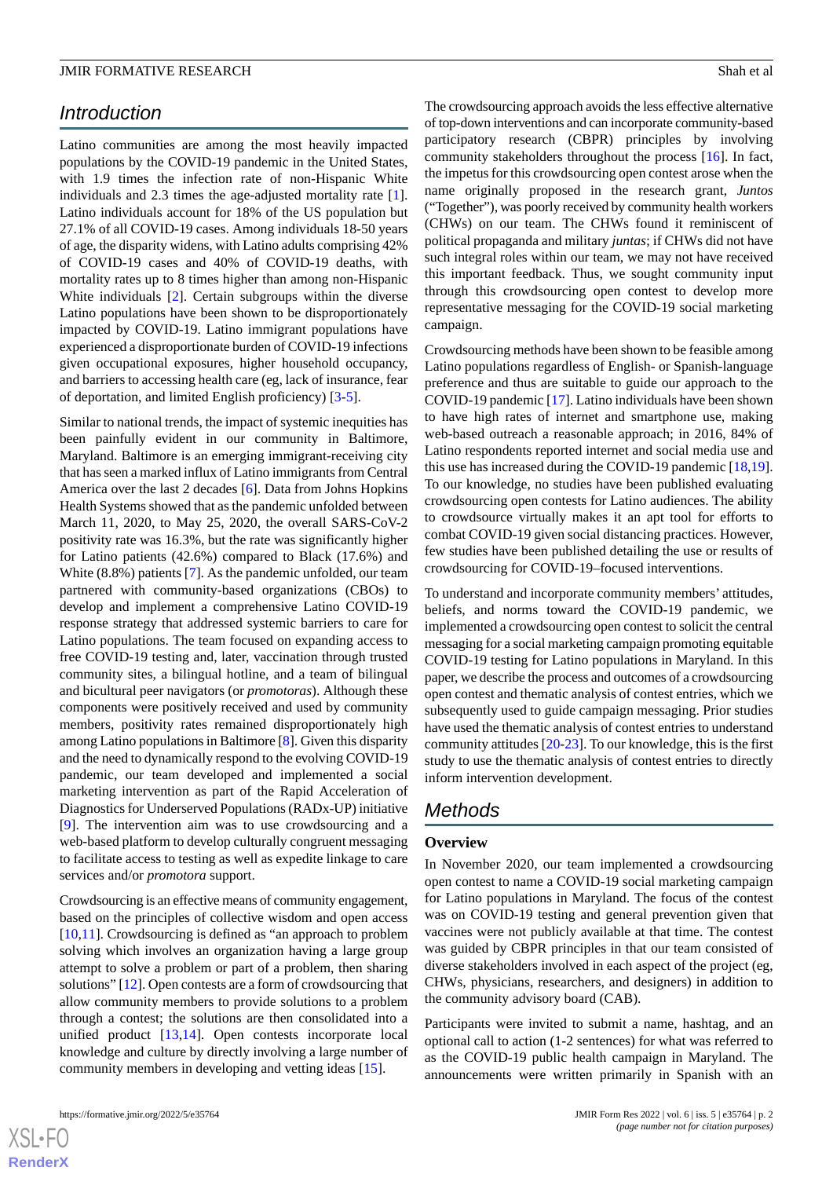## Introduction

Latino communities are among the most heavily impacted populations by the COVID-19 pandemic in the United States, with 1.9 times the infection rate of non-Hispanic White individuals and 2.3 times the age-adjusted mortality rate [1]. Latino individuals account for 18% of the US population but 27.1% of all COVID-19 cases. Among individuals 18-50 years of age, the disparity widens, with Latino adults comprising 42% of COVID-19 cases and 40% of COVID-19 deaths, with mortality rates up to 8 times higher than among non-Hispanic White individuals [2]. Certain subgroups within the diverse Latino populations have been shown to be disproportionately impacted by COVID-19. Latino immigrant populations have experienced a disproportionate burden of COVID-19 infections given occupational exposures, higher household occupancy, and barriers to accessing health care (eg, lack of insurance, fear of deportation, and limited English proficiency) [3-5].

Similar to national trends, the impact of systemic inequities has been painfully evident in our community in Baltimore, Maryland. Baltimore is an emerging immigrant-receiving city that has seen a marked influx of Latino immigrants from Central America over the last 2 decades [6]. Data from Johns Hopkins Health Systems showed that as the pandemic unfolded between March 11, 2020, to May 25, 2020, the overall SARS-CoV-2 positivity rate was 16.3%, but the rate was significantly higher for Latino patients (42.6%) compared to Black (17.6%) and White (8.8%) patients [7]. As the pandemic unfolded, our team partnered with community-based organizations (CBOs) to develop and implement a comprehensive Latino COVID-19 response strategy that addressed systemic barriers to care for Latino populations. The team focused on expanding access to free COVID-19 testing and, later, vaccination through trusted community sites, a bilingual hotline, and a team of bilingual and bicultural peer navigators (or *promotoras*). Although these components were positively received and used by community members, positivity rates remained disproportionately high among Latino populations in Baltimore [8]. Given this disparity and the need to dynamically respond to the evolving COVID-19 pandemic, our team developed and implemented a social marketing intervention as part of the Rapid Acceleration of Diagnostics for Underserved Populations (RADx-UP) initiative [9]. The intervention aim was to use crowdsourcing and a web-based platform to develop culturally congruent messaging to facilitate access to testing as well as expedite linkage to care services and/or *promotora* support.

Crowdsourcing is an effective means of community engagement, based on the principles of collective wisdom and open access [10,11]. Crowdsourcing is defined as "an approach to problem solving which involves an organization having a large group attempt to solve a problem or part of a problem, then sharing solutions" [12]. Open contests are a form of crowdsourcing that allow community members to provide solutions to a problem through a contest; the solutions are then consolidated into a unified product [13,14]. Open contests incorporate local knowledge and culture by directly involving a large number of community members in developing and vetting ideas [15].

The crowdsourcing approach avoids the less effective alternative of top-down interventions and can incorporate community-based participatory research (CBPR) principles by involving community stakeholders throughout the process [16]. In fact, the impetus for this crowdsourcing open contest arose when the name originally proposed in the research grant, *Juntos* ("Together"), was poorly received by community health workers (CHWs) on our team. The CHWs found it reminiscent of political propaganda and military *juntas*; if CHWs did not have such integral roles within our team, we may not have received this important feedback. Thus, we sought community input through this crowdsourcing open contest to develop more representative messaging for the COVID-19 social marketing campaign.

Crowdsourcing methods have been shown to be feasible among Latino populations regardless of English- or Spanish-language preference and thus are suitable to guide our approach to the COVID-19 pandemic [17]. Latino individuals have been shown to have high rates of internet and smartphone use, making web-based outreach a reasonable approach; in 2016, 84% of Latino respondents reported internet and social media use and this use has increased during the COVID-19 pandemic [18,19]. To our knowledge, no studies have been published evaluating crowdsourcing open contests for Latino audiences. The ability to crowdsource virtually makes it an apt tool for efforts to combat COVID-19 given social distancing practices. However, few studies have been published detailing the use or results of crowdsourcing for COVID-19–focused interventions.

To understand and incorporate community members' attitudes, beliefs, and norms toward the COVID-19 pandemic, we implemented a crowdsourcing open contest to solicit the central messaging for a social marketing campaign promoting equitable COVID-19 testing for Latino populations in Maryland. In this paper, we describe the process and outcomes of a crowdsourcing open contest and thematic analysis of contest entries, which we subsequently used to guide campaign messaging. Prior studies have used the thematic analysis of contest entries to understand community attitudes [20-23]. To our knowledge, this is the first study to use the thematic analysis of contest entries to directly inform intervention development.

## Methods

### Overview

In November 2020, our team implemented a crowdsourcing open contest to name a COVID-19 social marketing campaign for Latino populations in Maryland. The focus of the contest was on COVID-19 testing and general prevention given that vaccines were not publicly available at that time. The contest was guided by CBPR principles in that our team consisted of diverse stakeholders involved in each aspect of the project (eg, CHWs, physicians, researchers, and designers) in addition to the community advisory board (CAB).

Participants were invited to submit a name, hashtag, and an optional call to action (1-2 sentences) for what was referred to as the COVID-19 public health campaign in Maryland. The announcements were written primarily in Spanish with an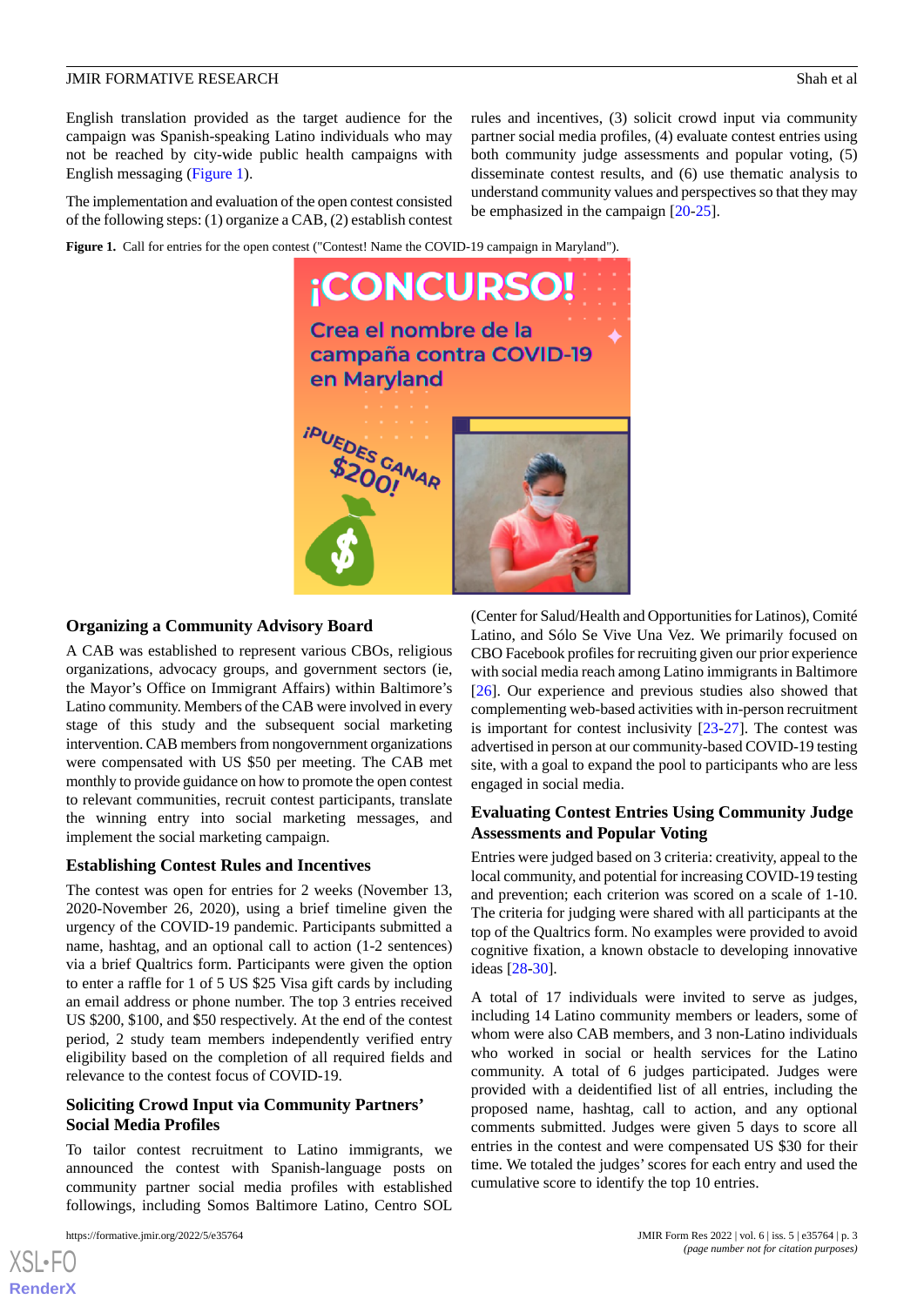English translation provided as the target audience for the campaign was Spanish-speaking Latino individuals who may not be reached by city-wide public health campaigns with English messaging (Figure 1).

The implementation and evaluation of the open contest consisted of the following steps: (1) organize a CAB, (2) establish contest rules and incentives, (3) solicit crowd input via community partner social media profiles, (4) evaluate contest entries using both community judge assessments and popular voting, (5) disseminate contest results, and (6) use thematic analysis to understand community values and perspectives so that they may be emphasized in the campaign [20-25].

**Figure 1.** Call for entries for the open contest ("Contest! Name the COVID-19 campaign in Maryland").

### Organizing a Community Advisory Board

A CAB was established to represent various CBOs, religious organizations, advocacy groups, and government sectors (ie, the Mayor's Office on Immigrant Affairs) within Baltimore's Latino community. Members of the CAB were involved in every stage of this study and the subsequent social marketing intervention. CAB members from nongovernment organizations were compensated with US $50 per meeting. The CAB met monthly to provide guidance on how to promote the open contest to relevant communities, recruit contest participants, translate the winning entry into social marketing messages, and implement the social marketing campaign.

### Establishing Contest Rules and Incentives

The contest was open for entries for 2 weeks (November 13, 2020-November 26, 2020), using a brief timeline given the urgency of the COVID-19 pandemic. Participants submitted a name, hashtag, and an optional call to action (1-2 sentences) via a brief Qualtrics form. Participants were given the option to enter a raffle for 1 of 5 US $25 Visa gift cards by including an email address or phone number. The top 3 entries received US $200, $100, and $50 respectively. At the end of the contest period, 2 study team members independently verified entry eligibility based on the completion of all required fields and relevance to the contest focus of COVID-19.

### Soliciting Crowd Input via Community Partners' Social Media Profiles

To tailor contest recruitment to Latino immigrants, we announced the contest with Spanish-language posts on community partner social media profiles with established followings, including Somos Baltimore Latino, Centro SOL (Center for Salud/Health and Opportunities for Latinos), Comité Latino, and Sólo Se Vive Una Vez. We primarily focused on CBO Facebook profiles for recruiting given our prior experience with social media reach among Latino immigrants in Baltimore [26]. Our experience and previous studies also showed that complementing web-based activities with in-person recruitment is important for contest inclusivity [23-27]. The contest was advertised in person at our community-based COVID-19 testing site, with a goal to expand the pool to participants who are less engaged in social media.

### Evaluating Contest Entries Using Community Judge Assessments and Popular Voting

Entries were judged based on 3 criteria: creativity, appeal to the local community, and potential for increasing COVID-19 testing and prevention; each criterion was scored on a scale of 1-10. The criteria for judging were shared with all participants at the top of the Qualtrics form. No examples were provided to avoid cognitive fixation, a known obstacle to developing innovative ideas [28-30].

A total of 17 individuals were invited to serve as judges, including 14 Latino community members or leaders, some of whom were also CAB members, and 3 non-Latino individuals who worked in social or health services for the Latino community. A total of 6 judges participated. Judges were provided with a deidentified list of all entries, including the proposed name, hashtag, call to action, and any optional comments submitted. Judges were given 5 days to score all entries in the contest and were compensated US $30 for their time. We totaled the judges' scores for each entry and used the cumulative score to identify the top 10 entries.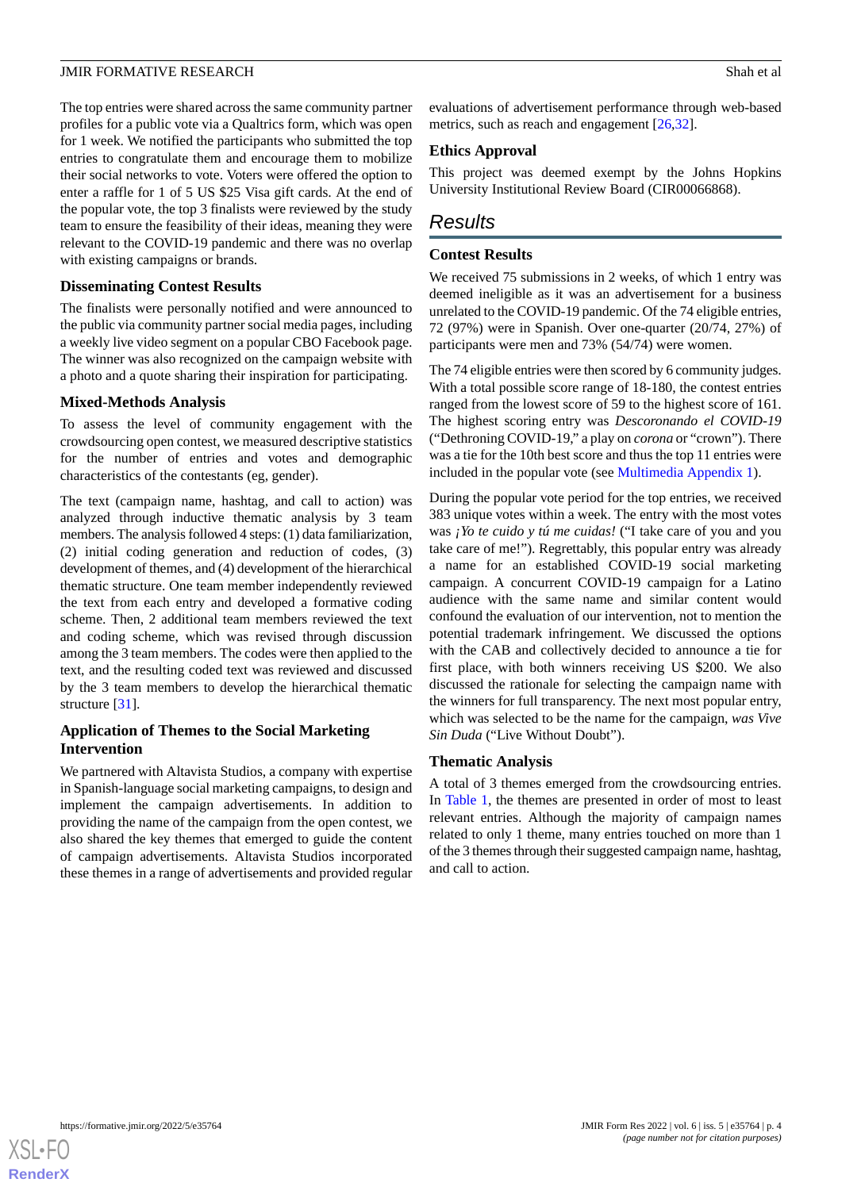The top entries were shared across the same community partner profiles for a public vote via a Qualtrics form, which was open for 1 week. We notified the participants who submitted the top entries to congratulate them and encourage them to mobilize their social networks to vote. Voters were offered the option to enter a raffle for 1 of 5 US $25 Visa gift cards. At the end of the popular vote, the top 3 finalists were reviewed by the study team to ensure the feasibility of their ideas, meaning they were relevant to the COVID-19 pandemic and there was no overlap with existing campaigns or brands.

### Disseminating Contest Results

The finalists were personally notified and were announced to the public via community partner social media pages, including a weekly live video segment on a popular CBO Facebook page. The winner was also recognized on the campaign website with a photo and a quote sharing their inspiration for participating.

### Mixed-Methods Analysis

To assess the level of community engagement with the crowdsourcing open contest, we measured descriptive statistics for the number of entries and votes and demographic characteristics of the contestants (eg, gender).

The text (campaign name, hashtag, and call to action) was analyzed through inductive thematic analysis by 3 team members. The analysis followed 4 steps: (1) data familiarization, (2) initial coding generation and reduction of codes, (3) development of themes, and (4) development of the hierarchical thematic structure. One team member independently reviewed the text from each entry and developed a formative coding scheme. Then, 2 additional team members reviewed the text and coding scheme, which was revised through discussion among the 3 team members. The codes were then applied to the text, and the resulting coded text was reviewed and discussed by the 3 team members to develop the hierarchical thematic structure [31].

### Application of Themes to the Social Marketing Intervention

We partnered with Altavista Studios, a company with expertise in Spanish-language social marketing campaigns, to design and implement the campaign advertisements. In addition to providing the name of the campaign from the open contest, we also shared the key themes that emerged to guide the content of campaign advertisements. Altavista Studios incorporated these themes in a range of advertisements and provided regular evaluations of advertisement performance through web-based metrics, such as reach and engagement [26,32].

### Ethics Approval

This project was deemed exempt by the Johns Hopkins University Institutional Review Board (CIR00066868).

## Results

### Contest Results

We received 75 submissions in 2 weeks, of which 1 entry was deemed ineligible as it was an advertisement for a business unrelated to the COVID-19 pandemic. Of the 74 eligible entries, 72 (97%) were in Spanish. Over one-quarter (20/74, 27%) of participants were men and 73% (54/74) were women.

The 74 eligible entries were then scored by 6 community judges. With a total possible score range of 18-180, the contest entries ranged from the lowest score of 59 to the highest score of 161. The highest scoring entry was *Descoronando el COVID-19* ("Dethroning COVID-19," a play on *corona* or "crown"). There was a tie for the 10th best score and thus the top 11 entries were included in the popular vote (see Multimedia Appendix 1).

During the popular vote period for the top entries, we received 383 unique votes within a week. The entry with the most votes was *¡Yo te cuido y tú me cuidas!* ("I take care of you and you take care of me!"). Regrettably, this popular entry was already a name for an established COVID-19 social marketing campaign. A concurrent COVID-19 campaign for a Latino audience with the same name and similar content would confound the evaluation of our intervention, not to mention the potential trademark infringement. We discussed the options with the CAB and collectively decided to announce a tie for first place, with both winners receiving US $200. We also discussed the rationale for selecting the campaign name with the winners for full transparency. The next most popular entry, which was selected to be the name for the campaign, *was Vive Sin Duda* ("Live Without Doubt").

### Thematic Analysis

A total of 3 themes emerged from the crowdsourcing entries. In Table 1, the themes are presented in order of most to least relevant entries. Although the majority of campaign names related to only 1 theme, many entries touched on more than 1 of the 3 themes through their suggested campaign name, hashtag, and call to action.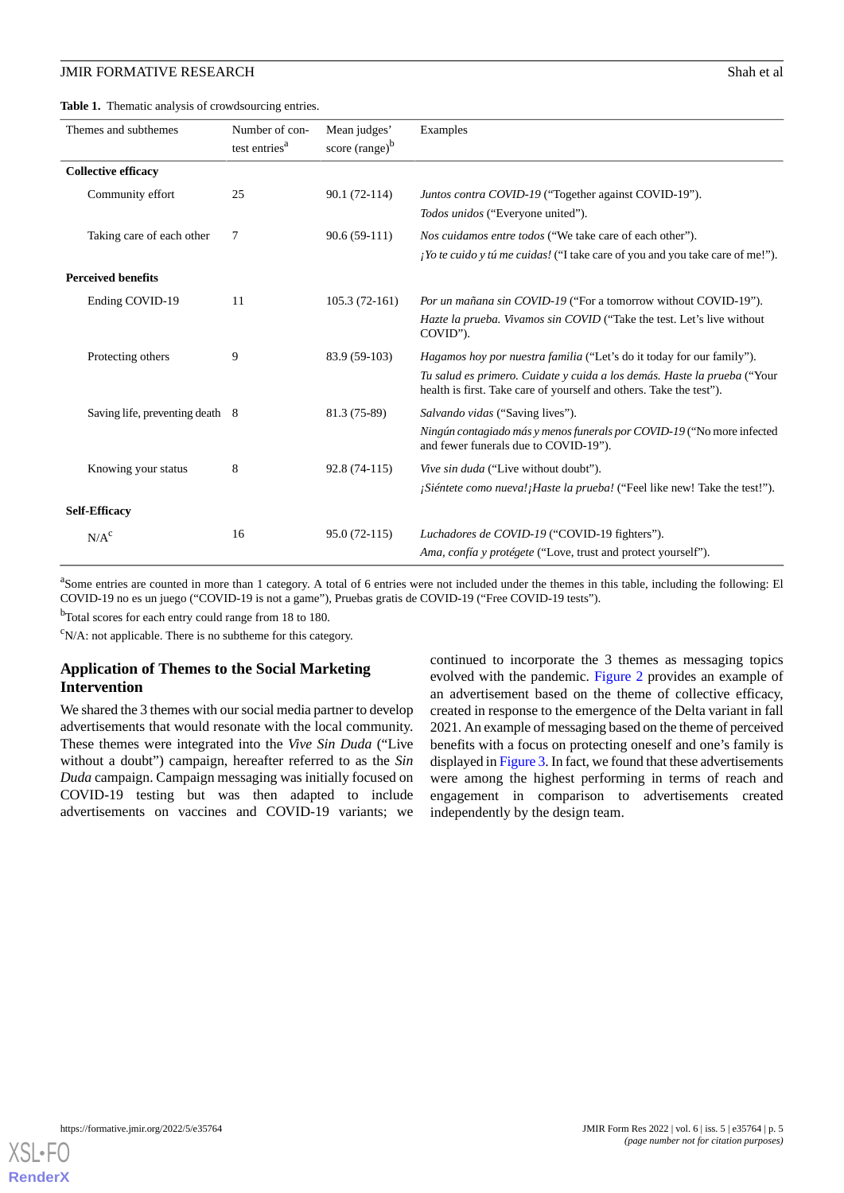**Table 1.** Thematic analysis of crowdsourcing entries.

| Themes and subthemes | Number of contest entries[a] | Mean judges' score (range)[b] | Examples |
|---|---|---|---|
| **Collective efficacy** | | | |
| Community effort | 25 | 90.1 (72-114) | *Juntos contra COVID-19* ("Together against COVID-19"). *Todos unidos* ("Everyone united"). |
| Taking care of each other | 7 | 90.6 (59-111) | *Nos cuidamos entre todos* ("We take care of each other"). *¡Yo te cuido y tú me cuidas!* ("I take care of you and you take care of me!"). |
| **Perceived benefits** | | | |
| Ending COVID-19 | 11 | 105.3 (72-161) | *Por un mañana sin COVID-19* ("For a tomorrow without COVID-19"). *Hazte la prueba. Vivamos sin COVID* ("Take the test. Let's live without COVID"). |
| Protecting others | 9 | 83.9 (59-103) | *Hagamos hoy por nuestra familia* ("Let's do it today for our family"). *Tu salud es primero. Cuidate y cuida a los demás. Haste la prueba* ("Your health is first. Take care of yourself and others. Take the test"). |
| Saving life, preventing death | 8 | 81.3 (75-89) | *Salvando vidas* ("Saving lives"). *Ningún contagiado más y menos funerals por COVID-19* ("No more infected and fewer funerals due to COVID-19"). |
| Knowing your status | 8 | 92.8 (74-115) | *Vive sin duda* ("Live without doubt"). *¡Siéntete como nueva!¡Haste la prueba!* ("Feel like new! Take the test!"). |
| **Self-Efficacy** | | | |
| N/A[c] | 16 | 95.0 (72-115) | *Luchadores de COVID-19* ("COVID-19 fighters"). *Ama, confía y protégete* ("Love, trust and protect yourself"). |

[a]Some entries are counted in more than 1 category. A total of 6 entries were not included under the themes in this table, including the following: El COVID-19 no es un juego ("COVID-19 is not a game"), Pruebas gratis de COVID-19 ("Free COVID-19 tests").

[b]Total scores for each entry could range from 18 to 180.

[c]N/A: not applicable. There is no subtheme for this category.

## Application of Themes to the Social Marketing Intervention

We shared the 3 themes with our social media partner to develop advertisements that would resonate with the local community. These themes were integrated into the *Vive Sin Duda* ("Live without a doubt") campaign, hereafter referred to as the *Sin Duda* campaign. Campaign messaging was initially focused on COVID-19 testing but was then adapted to include advertisements on vaccines and COVID-19 variants; we continued to incorporate the 3 themes as messaging topics evolved with the pandemic. Figure 2 provides an example of an advertisement based on the theme of collective efficacy, created in response to the emergence of the Delta variant in fall 2021. An example of messaging based on the theme of perceived benefits with a focus on protecting oneself and one's family is displayed in Figure 3. In fact, we found that these advertisements were among the highest performing in terms of reach and engagement in comparison to advertisements created independently by the design team.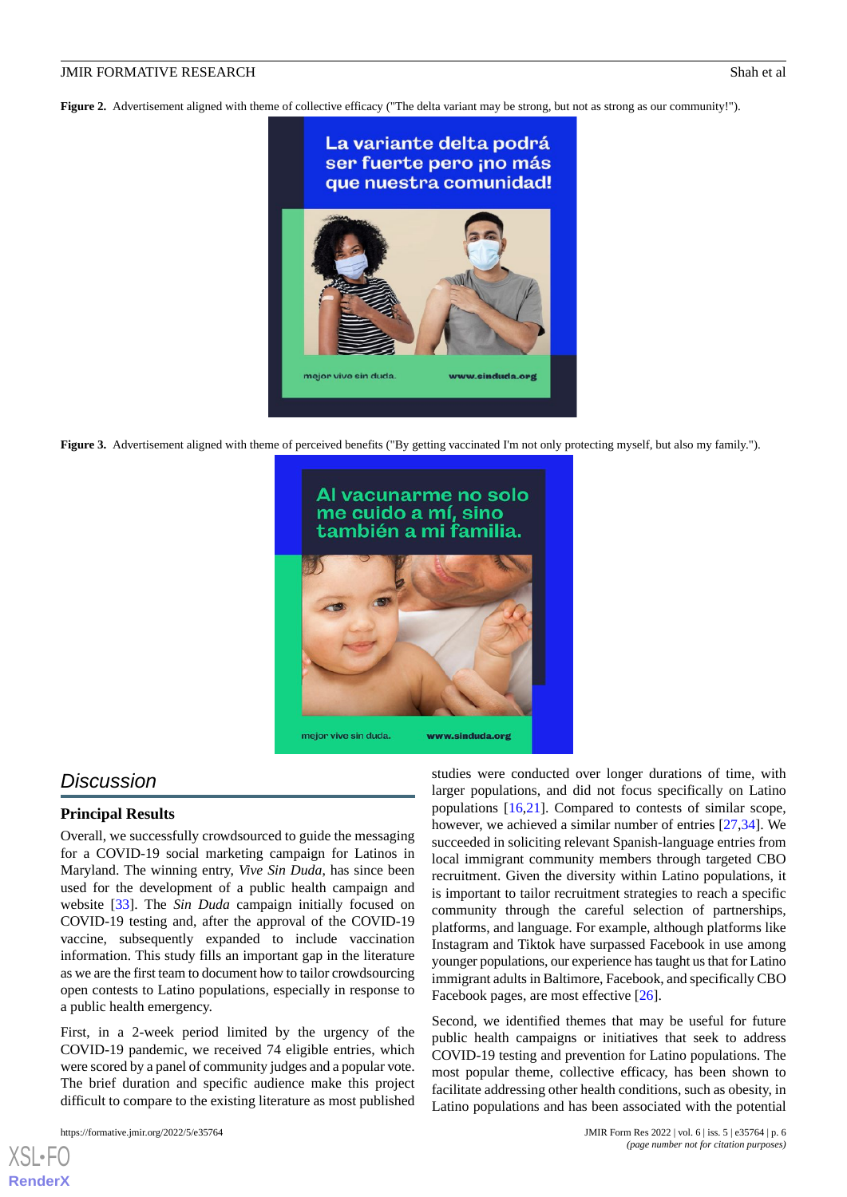**Figure 2.** Advertisement aligned with theme of collective efficacy ("The delta variant may be strong, but not as strong as our community!").

**Figure 3.** Advertisement aligned with theme of perceived benefits ("By getting vaccinated I'm not only protecting myself, but also my family.").

## Discussion

### Principal Results

Overall, we successfully crowdsourced to guide the messaging for a COVID-19 social marketing campaign for Latinos in Maryland. The winning entry, *Vive Sin Duda*, has since been used for the development of a public health campaign and website [33]. The *Sin Duda* campaign initially focused on COVID-19 testing and, after the approval of the COVID-19 vaccine, subsequently expanded to include vaccination information. This study fills an important gap in the literature as we are the first team to document how to tailor crowdsourcing open contests to Latino populations, especially in response to a public health emergency.

First, in a 2-week period limited by the urgency of the COVID-19 pandemic, we received 74 eligible entries, which were scored by a panel of community judges and a popular vote. The brief duration and specific audience make this project difficult to compare to the existing literature as most published studies were conducted over longer durations of time, with larger populations, and did not focus specifically on Latino populations [16,21]. Compared to contests of similar scope, however, we achieved a similar number of entries [27,34]. We succeeded in soliciting relevant Spanish-language entries from local immigrant community members through targeted CBO recruitment. Given the diversity within Latino populations, it is important to tailor recruitment strategies to reach a specific community through the careful selection of partnerships, platforms, and language. For example, although platforms like Instagram and Tiktok have surpassed Facebook in use among younger populations, our experience has taught us that for Latino immigrant adults in Baltimore, Facebook, and specifically CBO Facebook pages, are most effective [26].

Second, we identified themes that may be useful for future public health campaigns or initiatives that seek to address COVID-19 testing and prevention for Latino populations. The most popular theme, collective efficacy, has been shown to facilitate addressing other health conditions, such as obesity, in Latino populations and has been associated with the potential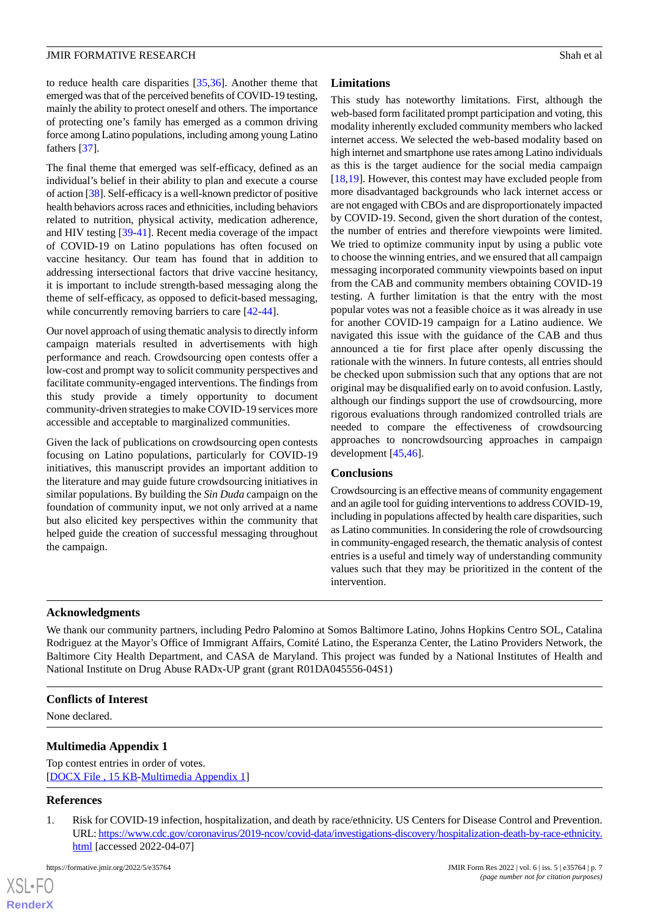to reduce health care disparities [35,36]. Another theme that emerged was that of the perceived benefits of COVID-19 testing, mainly the ability to protect oneself and others. The importance of protecting one's family has emerged as a common driving force among Latino populations, including among young Latino fathers [37].

The final theme that emerged was self-efficacy, defined as an individual's belief in their ability to plan and execute a course of action [38]. Self-efficacy is a well-known predictor of positive health behaviors across races and ethnicities, including behaviors related to nutrition, physical activity, medication adherence, and HIV testing [39-41]. Recent media coverage of the impact of COVID-19 on Latino populations has often focused on vaccine hesitancy. Our team has found that in addition to addressing intersectional factors that drive vaccine hesitancy, it is important to include strength-based messaging along the theme of self-efficacy, as opposed to deficit-based messaging, while concurrently removing barriers to care [42-44].

Our novel approach of using thematic analysis to directly inform campaign materials resulted in advertisements with high performance and reach. Crowdsourcing open contests offer a low-cost and prompt way to solicit community perspectives and facilitate community-engaged interventions. The findings from this study provide a timely opportunity to document community-driven strategies to make COVID-19 services more accessible and acceptable to marginalized communities.

Given the lack of publications on crowdsourcing open contests focusing on Latino populations, particularly for COVID-19 initiatives, this manuscript provides an important addition to the literature and may guide future crowdsourcing initiatives in similar populations. By building the *Sin Duda* campaign on the foundation of community input, we not only arrived at a name but also elicited key perspectives within the community that helped guide the creation of successful messaging throughout the campaign.

## Limitations

This study has noteworthy limitations. First, although the web-based form facilitated prompt participation and voting, this modality inherently excluded community members who lacked internet access. We selected the web-based modality based on high internet and smartphone use rates among Latino individuals as this is the target audience for the social media campaign [18,19]. However, this contest may have excluded people from more disadvantaged backgrounds who lack internet access or are not engaged with CBOs and are disproportionately impacted by COVID-19. Second, given the short duration of the contest, the number of entries and therefore viewpoints were limited. We tried to optimize community input by using a public vote to choose the winning entries, and we ensured that all campaign messaging incorporated community viewpoints based on input from the CAB and community members obtaining COVID-19 testing. A further limitation is that the entry with the most popular votes was not a feasible choice as it was already in use for another COVID-19 campaign for a Latino audience. We navigated this issue with the guidance of the CAB and thus announced a tie for first place after openly discussing the rationale with the winners. In future contests, all entries should be checked upon submission such that any options that are not original may be disqualified early on to avoid confusion. Lastly, although our findings support the use of crowdsourcing, more rigorous evaluations through randomized controlled trials are needed to compare the effectiveness of crowdsourcing approaches to noncrowdsourcing approaches in campaign development [45,46].

## Conclusions

Crowdsourcing is an effective means of community engagement and an agile tool for guiding interventions to address COVID-19, including in populations affected by health care disparities, such as Latino communities. In considering the role of crowdsourcing in community-engaged research, the thematic analysis of contest entries is a useful and timely way of understanding community values such that they may be prioritized in the content of the intervention.

## Acknowledgments

We thank our community partners, including Pedro Palomino at Somos Baltimore Latino, Johns Hopkins Centro SOL, Catalina Rodriguez at the Mayor's Office of Immigrant Affairs, Comité Latino, the Esperanza Center, the Latino Providers Network, the Baltimore City Health Department, and CASA de Maryland. This project was funded by a National Institutes of Health and National Institute on Drug Abuse RADx-UP grant (grant R01DA045556-04S1)

## Conflicts of Interest

None declared.

## Multimedia Appendix 1

Top contest entries in order of votes.
[DOCX File , 15 KB-Multimedia Appendix 1]

## References

1. Risk for COVID-19 infection, hospitalization, and death by race/ethnicity. US Centers for Disease Control and Prevention. URL: https://www.cdc.gov/coronavirus/2019-ncov/covid-data/investigations-discovery/hospitalization-death-by-race-ethnicity.html [accessed 2022-04-07]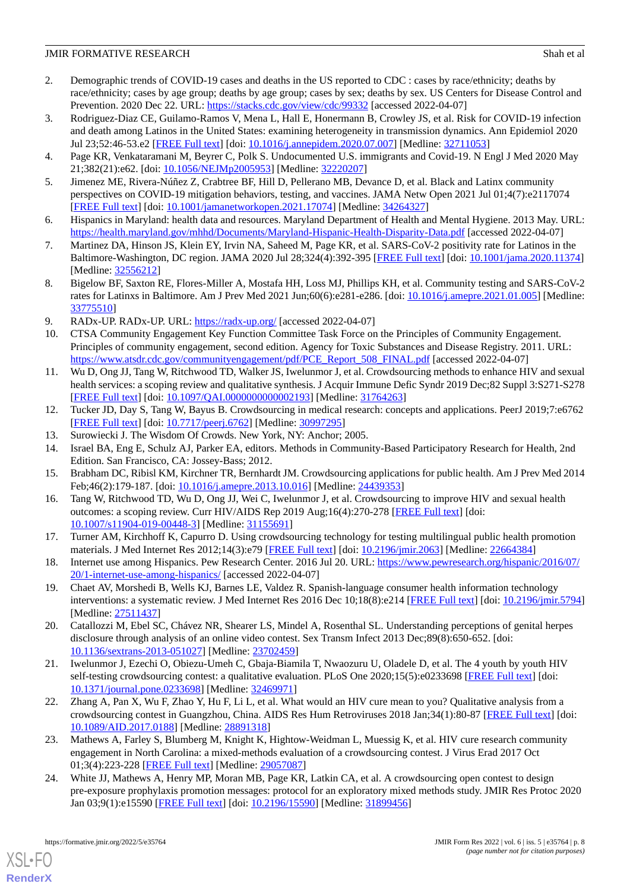2. Demographic trends of COVID-19 cases and deaths in the US reported to CDC : cases by race/ethnicity; deaths by race/ethnicity; cases by age group; deaths by age group; cases by sex; deaths by sex. US Centers for Disease Control and Prevention. 2020 Dec 22. URL: https://stacks.cdc.gov/view/cdc/99332 [accessed 2022-04-07]
3. Rodriguez-Diaz CE, Guilamo-Ramos V, Mena L, Hall E, Honermann B, Crowley JS, et al. Risk for COVID-19 infection and death among Latinos in the United States: examining heterogeneity in transmission dynamics. Ann Epidemiol 2020 Jul 23;52:46-53.e2 [FREE Full text] [doi: 10.1016/j.annepidem.2020.07.007] [Medline: 32711053]
4. Page KR, Venkataramani M, Beyrer C, Polk S. Undocumented U.S. immigrants and Covid-19. N Engl J Med 2020 May 21;382(21):e62. [doi: 10.1056/NEJMp2005953] [Medline: 32220207]
5. Jimenez ME, Rivera-Núñez Z, Crabtree BF, Hill D, Pellerano MB, Devance D, et al. Black and Latinx community perspectives on COVID-19 mitigation behaviors, testing, and vaccines. JAMA Netw Open 2021 Jul 01;4(7):e2117074 [FREE Full text] [doi: 10.1001/jamanetworkopen.2021.17074] [Medline: 34264327]
6. Hispanics in Maryland: health data and resources. Maryland Department of Health and Mental Hygiene. 2013 May. URL: https://health.maryland.gov/mhhd/Documents/Maryland-Hispanic-Health-Disparity-Data.pdf [accessed 2022-04-07]
7. Martinez DA, Hinson JS, Klein EY, Irvin NA, Saheed M, Page KR, et al. SARS-CoV-2 positivity rate for Latinos in the Baltimore-Washington, DC region. JAMA 2020 Jul 28;324(4):392-395 [FREE Full text] [doi: 10.1001/jama.2020.11374] [Medline: 32556212]
8. Bigelow BF, Saxton RE, Flores-Miller A, Mostafa HH, Loss MJ, Phillips KH, et al. Community testing and SARS-CoV-2 rates for Latinxs in Baltimore. Am J Prev Med 2021 Jun;60(6):e281-e286. [doi: 10.1016/j.amepre.2021.01.005] [Medline: 33775510]
9. RADx-UP. RADx-UP. URL: https://radx-up.org/ [accessed 2022-04-07]
10. CTSA Community Engagement Key Function Committee Task Force on the Principles of Community Engagement. Principles of community engagement, second edition. Agency for Toxic Substances and Disease Registry. 2011. URL: https://www.atsdr.cdc.gov/communityengagement/pdf/PCE_Report_508_FINAL.pdf [accessed 2022-04-07]
11. Wu D, Ong JJ, Tang W, Ritchwood TD, Walker JS, Iwelunmor J, et al. Crowdsourcing methods to enhance HIV and sexual health services: a scoping review and qualitative synthesis. J Acquir Immune Defic Syndr 2019 Dec;82 Suppl 3:S271-S278 [FREE Full text] [doi: 10.1097/QAI.0000000000002193] [Medline: 31764263]
12. Tucker JD, Day S, Tang W, Bayus B. Crowdsourcing in medical research: concepts and applications. PeerJ 2019;7:e6762 [FREE Full text] [doi: 10.7717/peerj.6762] [Medline: 30997295]
13. Surowiecki J. The Wisdom Of Crowds. New York, NY: Anchor; 2005.
14. Israel BA, Eng E, Schulz AJ, Parker EA, editors. Methods in Community-Based Participatory Research for Health, 2nd Edition. San Francisco, CA: Jossey-Bass; 2012.
15. Brabham DC, Ribisl KM, Kirchner TR, Bernhardt JM. Crowdsourcing applications for public health. Am J Prev Med 2014 Feb;46(2):179-187. [doi: 10.1016/j.amepre.2013.10.016] [Medline: 24439353]
16. Tang W, Ritchwood TD, Wu D, Ong JJ, Wei C, Iwelunmor J, et al. Crowdsourcing to improve HIV and sexual health outcomes: a scoping review. Curr HIV/AIDS Rep 2019 Aug;16(4):270-278 [FREE Full text] [doi: 10.1007/s11904-019-00448-3] [Medline: 31155691]
17. Turner AM, Kirchhoff K, Capurro D. Using crowdsourcing technology for testing multilingual public health promotion materials. J Med Internet Res 2012;14(3):e79 [FREE Full text] [doi: 10.2196/jmir.2063] [Medline: 22664384]
18. Internet use among Hispanics. Pew Research Center. 2016 Jul 20. URL: https://www.pewresearch.org/hispanic/2016/07/20/1-internet-use-among-hispanics/ [accessed 2022-04-07]
19. Chaet AV, Morshedi B, Wells KJ, Barnes LE, Valdez R. Spanish-language consumer health information technology interventions: a systematic review. J Med Internet Res 2016 Dec 10;18(8):e214 [FREE Full text] [doi: 10.2196/jmir.5794] [Medline: 27511437]
20. Catallozzi M, Ebel SC, Chávez NR, Shearer LS, Mindel A, Rosenthal SL. Understanding perceptions of genital herpes disclosure through analysis of an online video contest. Sex Transm Infect 2013 Dec;89(8):650-652. [doi: 10.1136/sextrans-2013-051027] [Medline: 23702459]
21. Iwelunmor J, Ezechi O, Obiezu-Umeh C, Gbaja-Biamila T, Nwaozuru U, Oladele D, et al. The 4 youth by youth HIV self-testing crowdsourcing contest: a qualitative evaluation. PLoS One 2020;15(5):e0233698 [FREE Full text] [doi: 10.1371/journal.pone.0233698] [Medline: 32469971]
22. Zhang A, Pan X, Wu F, Zhao Y, Hu F, Li L, et al. What would an HIV cure mean to you? Qualitative analysis from a crowdsourcing contest in Guangzhou, China. AIDS Res Hum Retroviruses 2018 Jan;34(1):80-87 [FREE Full text] [doi: 10.1089/AID.2017.0188] [Medline: 28891318]
23. Mathews A, Farley S, Blumberg M, Knight K, Hightow-Weidman L, Muessig K, et al. HIV cure research community engagement in North Carolina: a mixed-methods evaluation of a crowdsourcing contest. J Virus Erad 2017 Oct 01;3(4):223-228 [FREE Full text] [Medline: 29057087]
24. White JJ, Mathews A, Henry MP, Moran MB, Page KR, Latkin CA, et al. A crowdsourcing open contest to design pre-exposure prophylaxis promotion messages: protocol for an exploratory mixed methods study. JMIR Res Protoc 2020 Jan 03;9(1):e15590 [FREE Full text] [doi: 10.2196/15590] [Medline: 31899456]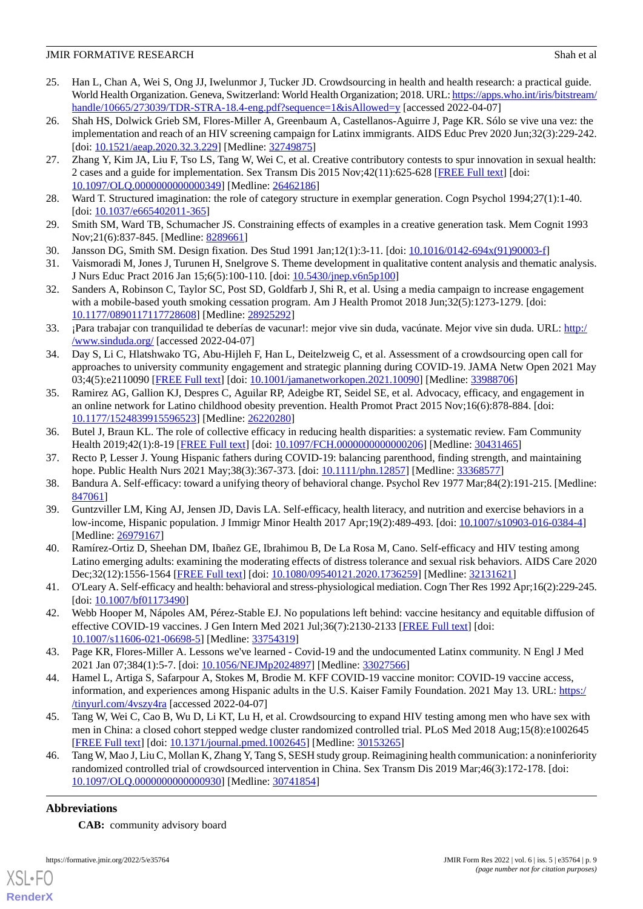25. Han L, Chan A, Wei S, Ong JJ, Iwelunmor J, Tucker JD. Crowdsourcing in health and health research: a practical guide. World Health Organization. Geneva, Switzerland: World Health Organization; 2018. URL: https://apps.who.int/iris/bitstream/handle/10665/273039/TDR-STRA-18.4-eng.pdf?sequence=1&isAllowed=y [accessed 2022-04-07]
26. Shah HS, Dolwick Grieb SM, Flores-Miller A, Greenbaum A, Castellanos-Aguirre J, Page KR. Sólo se vive una vez: the implementation and reach of an HIV screening campaign for Latinx immigrants. AIDS Educ Prev 2020 Jun;32(3):229-242. [doi: 10.1521/aeap.2020.32.3.229] [Medline: 32749875]
27. Zhang Y, Kim JA, Liu F, Tso LS, Tang W, Wei C, et al. Creative contributory contests to spur innovation in sexual health: 2 cases and a guide for implementation. Sex Transm Dis 2015 Nov;42(11):625-628 [FREE Full text] [doi: 10.1097/OLQ.0000000000000349] [Medline: 26462186]
28. Ward T. Structured imagination: the role of category structure in exemplar generation. Cogn Psychol 1994;27(1):1-40. [doi: 10.1037/e665402011-365]
29. Smith SM, Ward TB, Schumacher JS. Constraining effects of examples in a creative generation task. Mem Cognit 1993 Nov;21(6):837-845. [Medline: 8289661]
30. Jansson DG, Smith SM. Design fixation. Des Stud 1991 Jan;12(1):3-11. [doi: 10.1016/0142-694x(91)90003-f]
31. Vaismoradi M, Jones J, Turunen H, Snelgrove S. Theme development in qualitative content analysis and thematic analysis. J Nurs Educ Pract 2016 Jan 15;6(5):100-110. [doi: 10.5430/jnep.v6n5p100]
32. Sanders A, Robinson C, Taylor SC, Post SD, Goldfarb J, Shi R, et al. Using a media campaign to increase engagement with a mobile-based youth smoking cessation program. Am J Health Promot 2018 Jun;32(5):1273-1279. [doi: 10.1177/0890117117728608] [Medline: 28925292]
33. ¡Para trabajar con tranquilidad te deberías de vacunar!: mejor vive sin duda, vacúnate. Mejor vive sin duda. URL: http://www.sinduda.org/ [accessed 2022-04-07]
34. Day S, Li C, Hlatshwako TG, Abu-Hijleh F, Han L, Deitelzweig C, et al. Assessment of a crowdsourcing open call for approaches to university community engagement and strategic planning during COVID-19. JAMA Netw Open 2021 May 03;4(5):e2110090 [FREE Full text] [doi: 10.1001/jamanetworkopen.2021.10090] [Medline: 33988706]
35. Ramirez AG, Gallion KJ, Despres C, Aguilar RP, Adeigbe RT, Seidel SE, et al. Advocacy, efficacy, and engagement in an online network for Latino childhood obesity prevention. Health Promot Pract 2015 Nov;16(6):878-884. [doi: 10.1177/1524839915596523] [Medline: 26220280]
36. Butel J, Braun KL. The role of collective efficacy in reducing health disparities: a systematic review. Fam Community Health 2019;42(1):8-19 [FREE Full text] [doi: 10.1097/FCH.0000000000000206] [Medline: 30431465]
37. Recto P, Lesser J. Young Hispanic fathers during COVID-19: balancing parenthood, finding strength, and maintaining hope. Public Health Nurs 2021 May;38(3):367-373. [doi: 10.1111/phn.12857] [Medline: 33368577]
38. Bandura A. Self-efficacy: toward a unifying theory of behavioral change. Psychol Rev 1977 Mar;84(2):191-215. [Medline: 847061]
39. Guntzviller LM, King AJ, Jensen JD, Davis LA. Self-efficacy, health literacy, and nutrition and exercise behaviors in a low-income, Hispanic population. J Immigr Minor Health 2017 Apr;19(2):489-493. [doi: 10.1007/s10903-016-0384-4] [Medline: 26979167]
40. Ramírez-Ortiz D, Sheehan DM, Ibañez GE, Ibrahimou B, De La Rosa M, Cano. Self-efficacy and HIV testing among Latino emerging adults: examining the moderating effects of distress tolerance and sexual risk behaviors. AIDS Care 2020 Dec;32(12):1556-1564 [FREE Full text] [doi: 10.1080/09540121.2020.1736259] [Medline: 32131621]
41. O'Leary A. Self-efficacy and health: behavioral and stress-physiological mediation. Cogn Ther Res 1992 Apr;16(2):229-245. [doi: 10.1007/bf01173490]
42. Webb Hooper M, Nápoles AM, Pérez-Stable EJ. No populations left behind: vaccine hesitancy and equitable diffusion of effective COVID-19 vaccines. J Gen Intern Med 2021 Jul;36(7):2130-2133 [FREE Full text] [doi: 10.1007/s11606-021-06698-5] [Medline: 33754319]
43. Page KR, Flores-Miller A. Lessons we've learned - Covid-19 and the undocumented Latinx community. N Engl J Med 2021 Jan 07;384(1):5-7. [doi: 10.1056/NEJMp2024897] [Medline: 33027566]
44. Hamel L, Artiga S, Safarpour A, Stokes M, Brodie M. KFF COVID-19 vaccine monitor: COVID-19 vaccine access, information, and experiences among Hispanic adults in the U.S. Kaiser Family Foundation. 2021 May 13. URL: https://tinyurl.com/4vszy4ra [accessed 2022-04-07]
45. Tang W, Wei C, Cao B, Wu D, Li KT, Lu H, et al. Crowdsourcing to expand HIV testing among men who have sex with men in China: a closed cohort stepped wedge cluster randomized controlled trial. PLoS Med 2018 Aug;15(8):e1002645 [FREE Full text] [doi: 10.1371/journal.pmed.1002645] [Medline: 30153265]
46. Tang W, Mao J, Liu C, Mollan K, Zhang Y, Tang S, SESH study group. Reimagining health communication: a noninferiority randomized controlled trial of crowdsourced intervention in China. Sex Transm Dis 2019 Mar;46(3):172-178. [doi: 10.1097/OLQ.0000000000000930] [Medline: 30741854]

## Abbreviations

**CAB:** community advisory board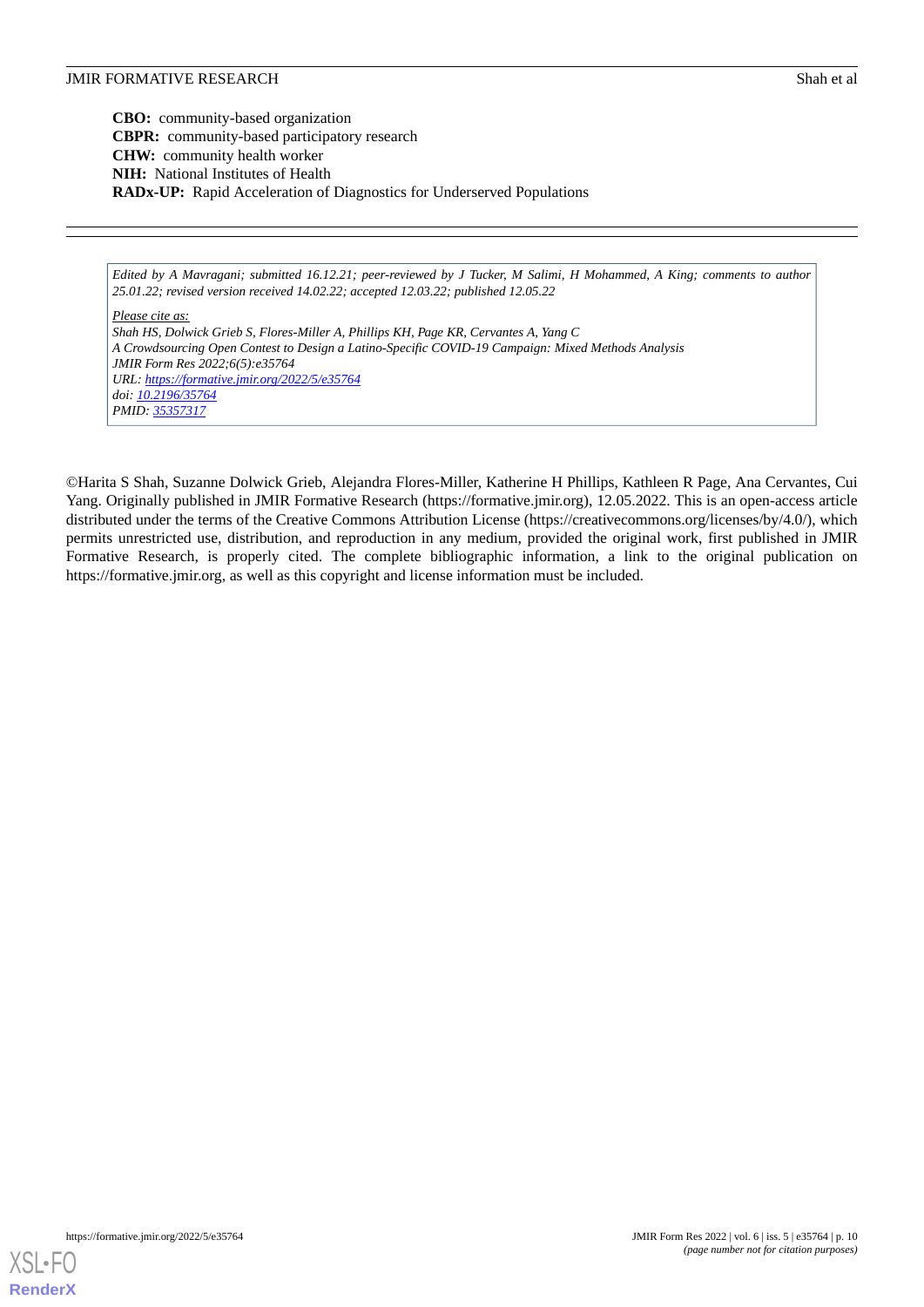**CBO:** community-based organization
**CBPR:** community-based participatory research
**CHW:** community health worker
**NIH:** National Institutes of Health
**RADx-UP:** Rapid Acceleration of Diagnostics for Underserved Populations

---

*Edited by A Mavragani; submitted 16.12.21; peer-reviewed by J Tucker, M Salimi, H Mohammed, A King; comments to author 25.01.22; revised version received 14.02.22; accepted 12.03.22; published 12.05.22*

*Please cite as:*
*Shah HS, Dolwick Grieb S, Flores-Miller A, Phillips KH, Page KR, Cervantes A, Yang C*
*A Crowdsourcing Open Contest to Design a Latino-Specific COVID-19 Campaign: Mixed Methods Analysis*
*JMIR Form Res 2022;6(5):e35764*
*URL: https://formative.jmir.org/2022/5/e35764*
*doi: 10.2196/35764*
*PMID: 35357317*

©Harita S Shah, Suzanne Dolwick Grieb, Alejandra Flores-Miller, Katherine H Phillips, Kathleen R Page, Ana Cervantes, Cui Yang. Originally published in JMIR Formative Research (https://formative.jmir.org), 12.05.2022. This is an open-access article distributed under the terms of the Creative Commons Attribution License (https://creativecommons.org/licenses/by/4.0/), which permits unrestricted use, distribution, and reproduction in any medium, provided the original work, first published in JMIR Formative Research, is properly cited. The complete bibliographic information, a link to the original publication on https://formative.jmir.org, as well as this copyright and license information must be included.